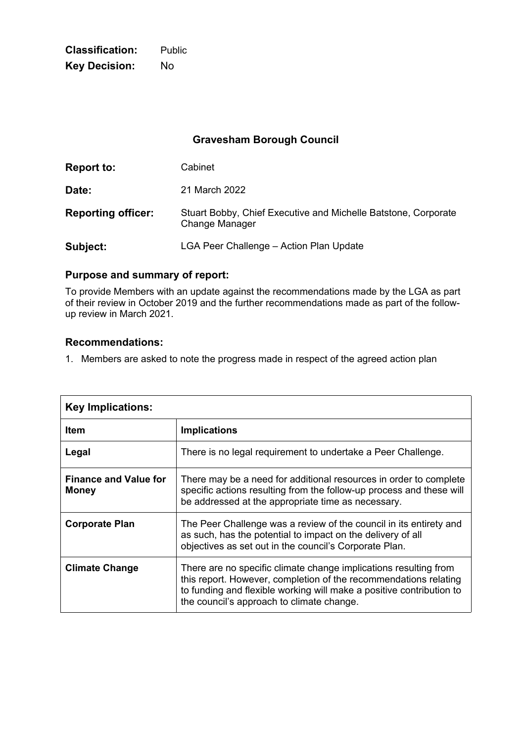**Classification:** Public
**Key Decision:** No

# Gravesham Borough Council

| | |
|---|---|
| **Report to:** | Cabinet |
| **Date:** | 21 March 2022 |
| **Reporting officer:** | Stuart Bobby, Chief Executive and Michelle Batstone, Corporate Change Manager |
| **Subject:** | LGA Peer Challenge – Action Plan Update |

## Purpose and summary of report:

To provide Members with an update against the recommendations made by the LGA as part of their review in October 2019 and the further recommendations made as part of the follow-up review in March 2021.

## Recommendations:

1. Members are asked to note the progress made in respect of the agreed action plan

| **Key Implications:** | |
|---|---|
| **Item** | **Implications** |
| **Legal** | There is no legal requirement to undertake a Peer Challenge. |
| **Finance and Value for Money** | There may be a need for additional resources in order to complete specific actions resulting from the follow-up process and these will be addressed at the appropriate time as necessary. |
| **Corporate Plan** | The Peer Challenge was a review of the council in its entirety and as such, has the potential to impact on the delivery of all objectives as set out in the council's Corporate Plan. |
| **Climate Change** | There are no specific climate change implications resulting from this report. However, completion of the recommendations relating to funding and flexible working will make a positive contribution to the council's approach to climate change. |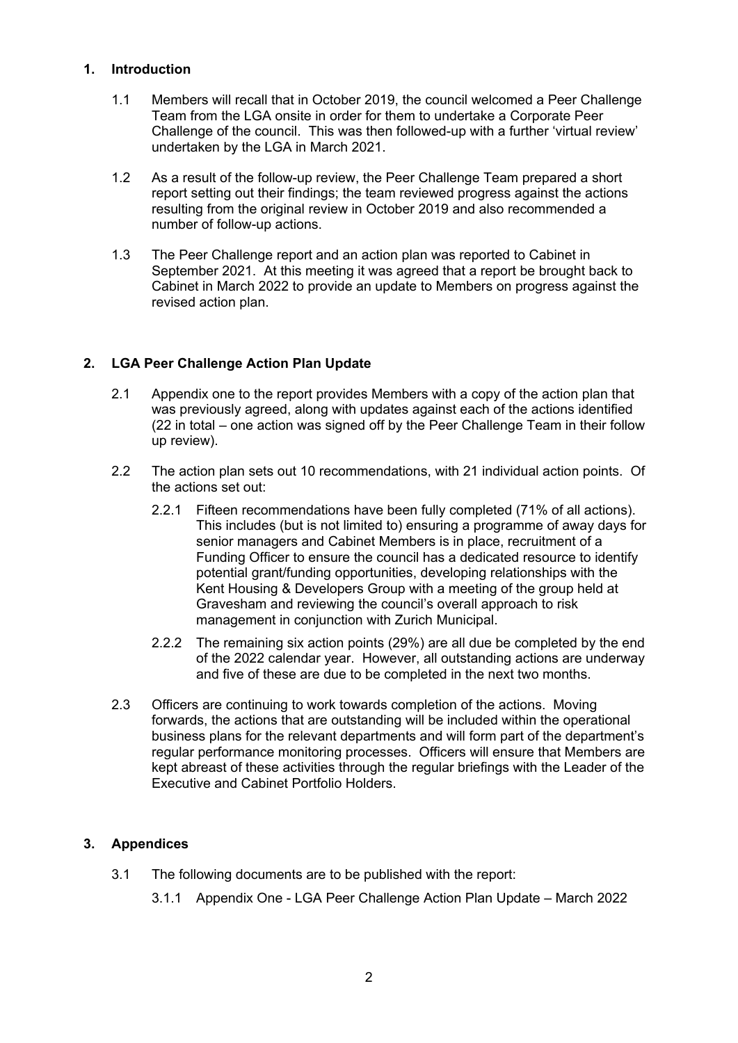## 1. Introduction

1.1 Members will recall that in October 2019, the council welcomed a Peer Challenge Team from the LGA onsite in order for them to undertake a Corporate Peer Challenge of the council. This was then followed-up with a further 'virtual review' undertaken by the LGA in March 2021.

1.2 As a result of the follow-up review, the Peer Challenge Team prepared a short report setting out their findings; the team reviewed progress against the actions resulting from the original review in October 2019 and also recommended a number of follow-up actions.

1.3 The Peer Challenge report and an action plan was reported to Cabinet in September 2021. At this meeting it was agreed that a report be brought back to Cabinet in March 2022 to provide an update to Members on progress against the revised action plan.

## 2. LGA Peer Challenge Action Plan Update

2.1 Appendix one to the report provides Members with a copy of the action plan that was previously agreed, along with updates against each of the actions identified (22 in total – one action was signed off by the Peer Challenge Team in their follow up review).

2.2 The action plan sets out 10 recommendations, with 21 individual action points. Of the actions set out:

2.2.1 Fifteen recommendations have been fully completed (71% of all actions). This includes (but is not limited to) ensuring a programme of away days for senior managers and Cabinet Members is in place, recruitment of a Funding Officer to ensure the council has a dedicated resource to identify potential grant/funding opportunities, developing relationships with the Kent Housing & Developers Group with a meeting of the group held at Gravesham and reviewing the council's overall approach to risk management in conjunction with Zurich Municipal.

2.2.2 The remaining six action points (29%) are all due be completed by the end of the 2022 calendar year. However, all outstanding actions are underway and five of these are due to be completed in the next two months.

2.3 Officers are continuing to work towards completion of the actions. Moving forwards, the actions that are outstanding will be included within the operational business plans for the relevant departments and will form part of the department's regular performance monitoring processes. Officers will ensure that Members are kept abreast of these activities through the regular briefings with the Leader of the Executive and Cabinet Portfolio Holders.

## 3. Appendices

3.1 The following documents are to be published with the report:

3.1.1 Appendix One - LGA Peer Challenge Action Plan Update – March 2022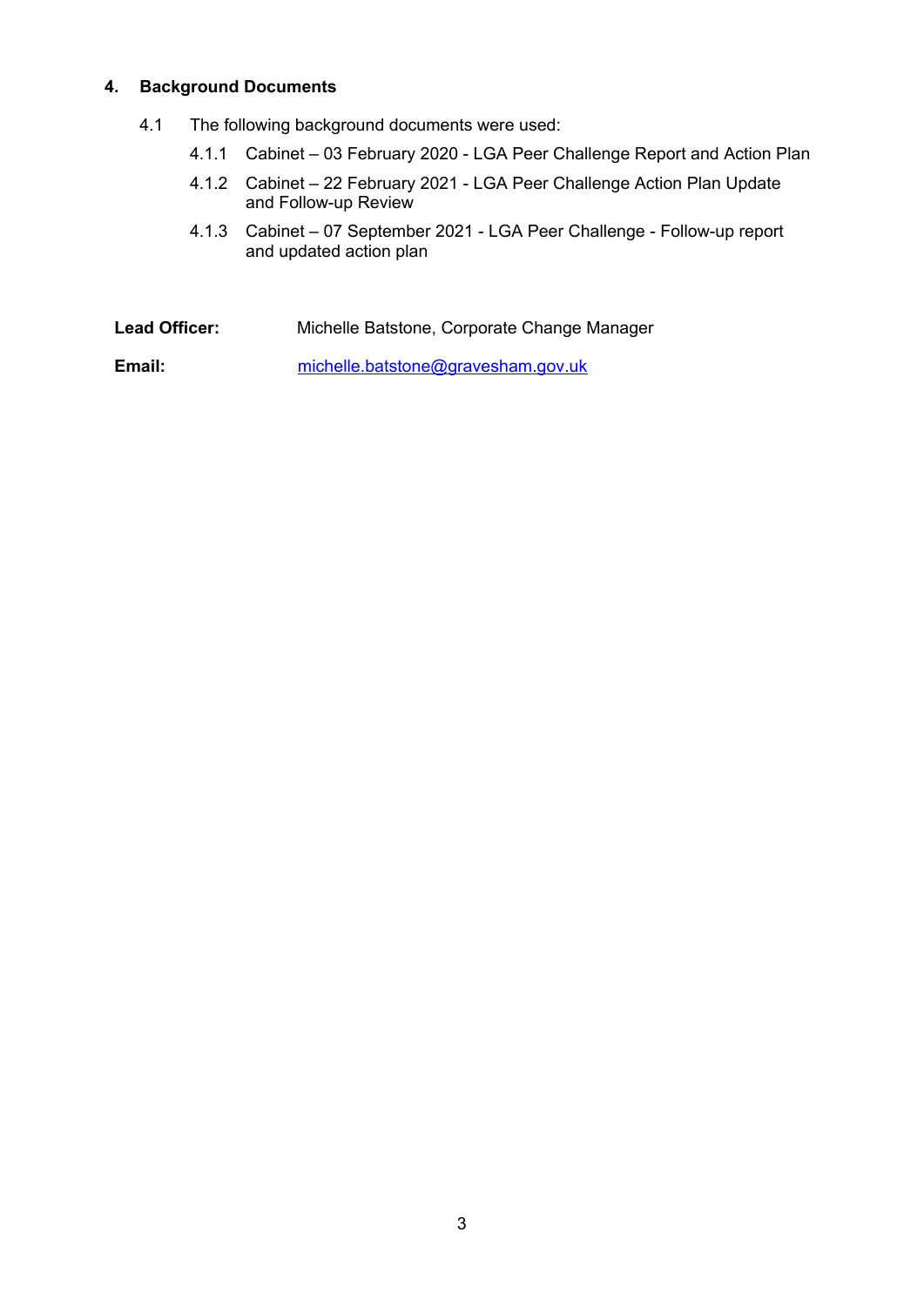## 4. Background Documents

4.1 The following background documents were used:

4.1.1 Cabinet – 03 February 2020 - LGA Peer Challenge Report and Action Plan

4.1.2 Cabinet – 22 February 2021 - LGA Peer Challenge Action Plan Update and Follow-up Review

4.1.3 Cabinet – 07 September 2021 - LGA Peer Challenge - Follow-up report and updated action plan

**Lead Officer:** Michelle Batstone, Corporate Change Manager

**Email:** michelle.batstone@gravesham.gov.uk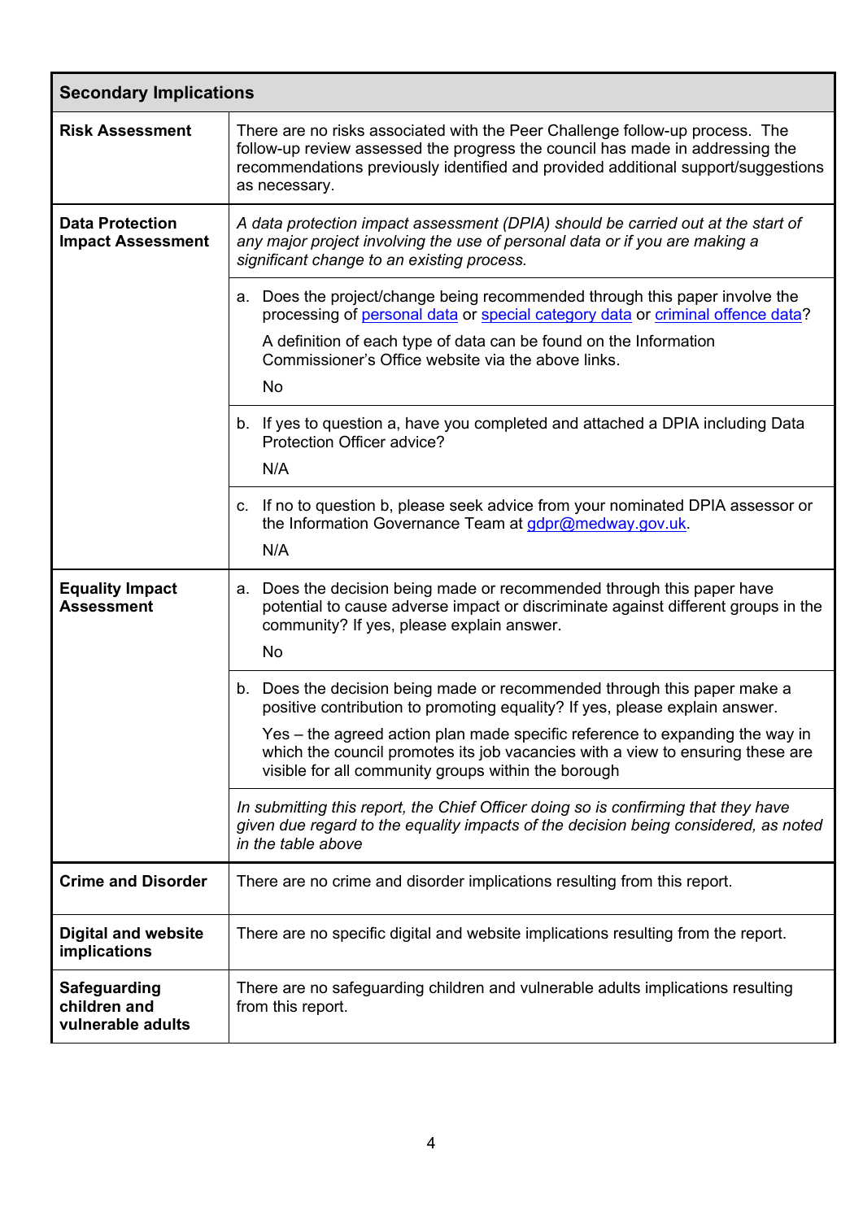| Secondary Implications | |
|---|---|
| **Risk Assessment** | There are no risks associated with the Peer Challenge follow-up process. The follow-up review assessed the progress the council has made in addressing the recommendations previously identified and provided additional support/suggestions as necessary. |
| **Data Protection Impact Assessment** | *A data protection impact assessment (DPIA) should be carried out at the start of any major project involving the use of personal data or if you are making a significant change to an existing process.* |
| | a. Does the project/change being recommended through this paper involve the processing of personal data or special category data or criminal offence data? A definition of each type of data can be found on the Information Commissioner's Office website via the above links. No |
| | b. If yes to question a, have you completed and attached a DPIA including Data Protection Officer advice? N/A |
| | c. If no to question b, please seek advice from your nominated DPIA assessor or the Information Governance Team at gdpr@medway.gov.uk. N/A |
| **Equality Impact Assessment** | a. Does the decision being made or recommended through this paper have potential to cause adverse impact or discriminate against different groups in the community? If yes, please explain answer. No |
| | b. Does the decision being made or recommended through this paper make a positive contribution to promoting equality? If yes, please explain answer. Yes – the agreed action plan made specific reference to expanding the way in which the council promotes its job vacancies with a view to ensuring these are visible for all community groups within the borough |
| | *In submitting this report, the Chief Officer doing so is confirming that they have given due regard to the equality impacts of the decision being considered, as noted in the table above* |
| **Crime and Disorder** | There are no crime and disorder implications resulting from this report. |
| **Digital and website implications** | There are no specific digital and website implications resulting from the report. |
| **Safeguarding children and vulnerable adults** | There are no safeguarding children and vulnerable adults implications resulting from this report. |